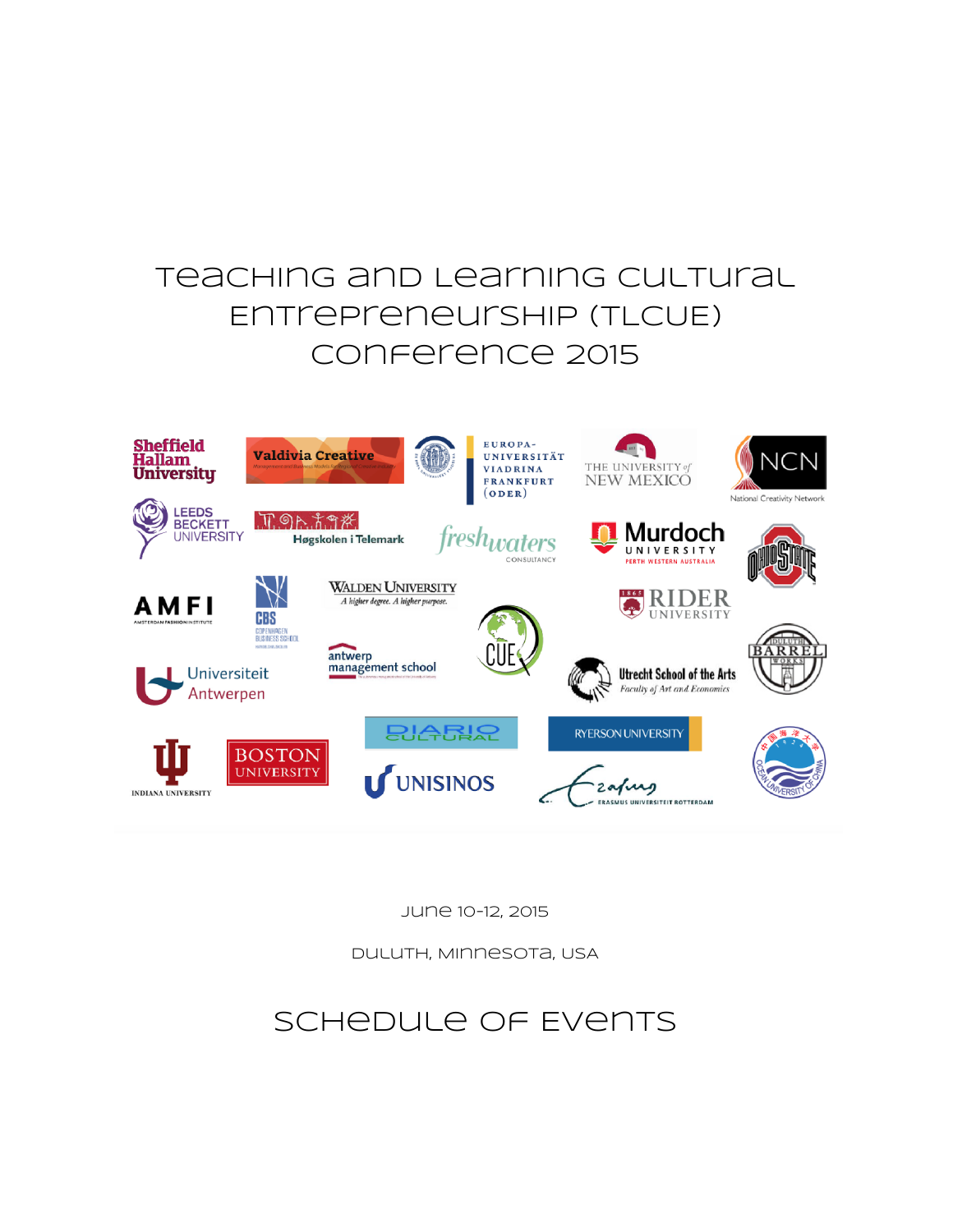# Teaching and Learning Cultural Entrepreneurship (TLCUE) Conference 2015

June 10-12, 2015

Duluth, Minnesota, USA

## Schedule of Events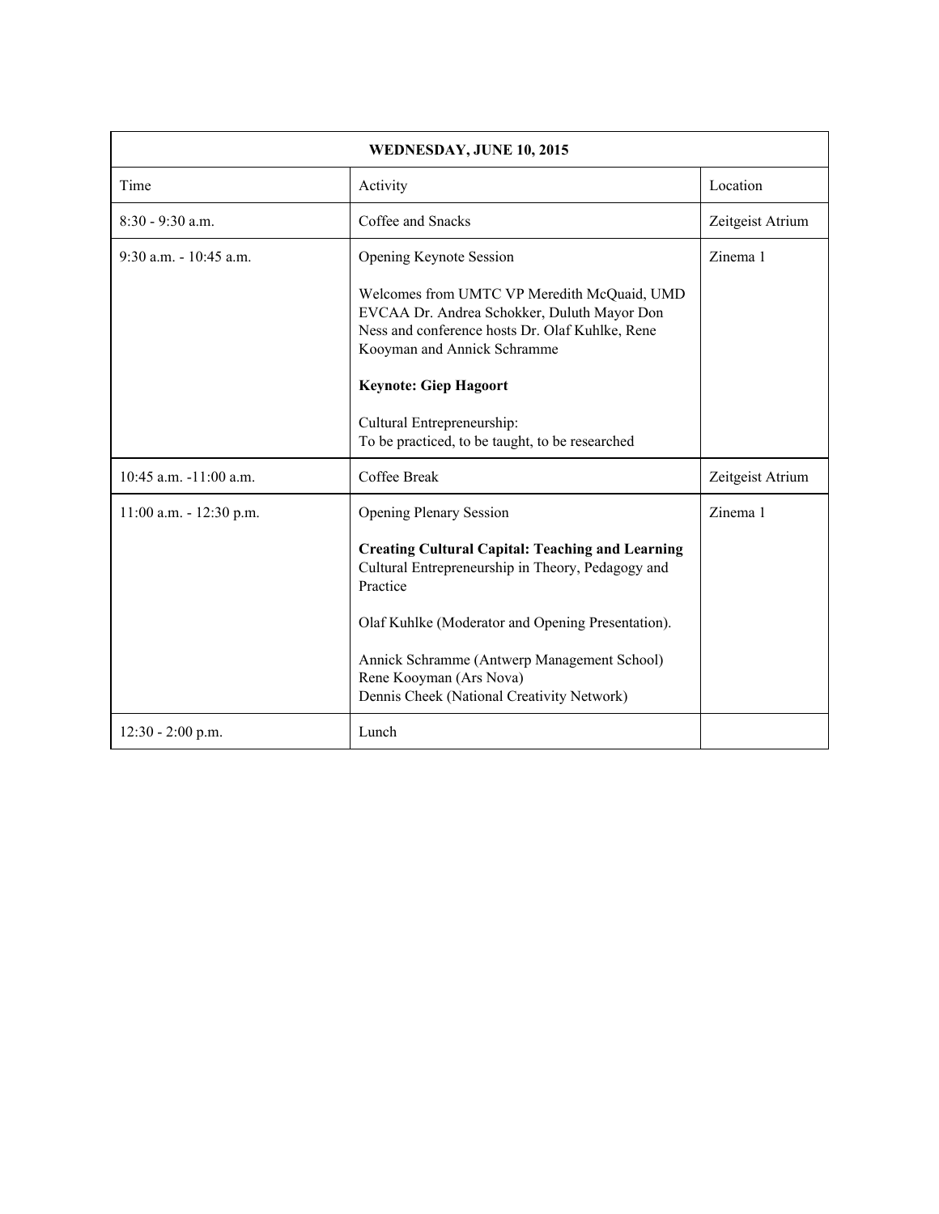| WEDNESDAY, JUNE 10, 2015 | | |
|---|---|---|
| Time | Activity | Location |
| 8:30 - 9:30 a.m. | Coffee and Snacks | Zeitgeist Atrium |
| 9:30 a.m. - 10:45 a.m. | Opening Keynote Session<br><br>Welcomes from UMTC VP Meredith McQuaid, UMD EVCAA Dr. Andrea Schokker, Duluth Mayor Don Ness and conference hosts Dr. Olaf Kuhlke, Rene Kooyman and Annick Schramme<br><br>**Keynote: Giep Hagoort**<br><br>Cultural Entrepreneurship:<br>To be practiced, to be taught, to be researched | Zinema 1 |
| 10:45 a.m. -11:00 a.m. | Coffee Break | Zeitgeist Atrium |
| 11:00 a.m. - 12:30 p.m. | Opening Plenary Session<br><br>**Creating Cultural Capital: Teaching and Learning** Cultural Entrepreneurship in Theory, Pedagogy and Practice<br><br>Olaf Kuhlke (Moderator and Opening Presentation).<br><br>Annick Schramme (Antwerp Management School)<br>Rene Kooyman (Ars Nova)<br>Dennis Cheek (National Creativity Network) | Zinema 1 |
| 12:30 - 2:00 p.m. | Lunch | |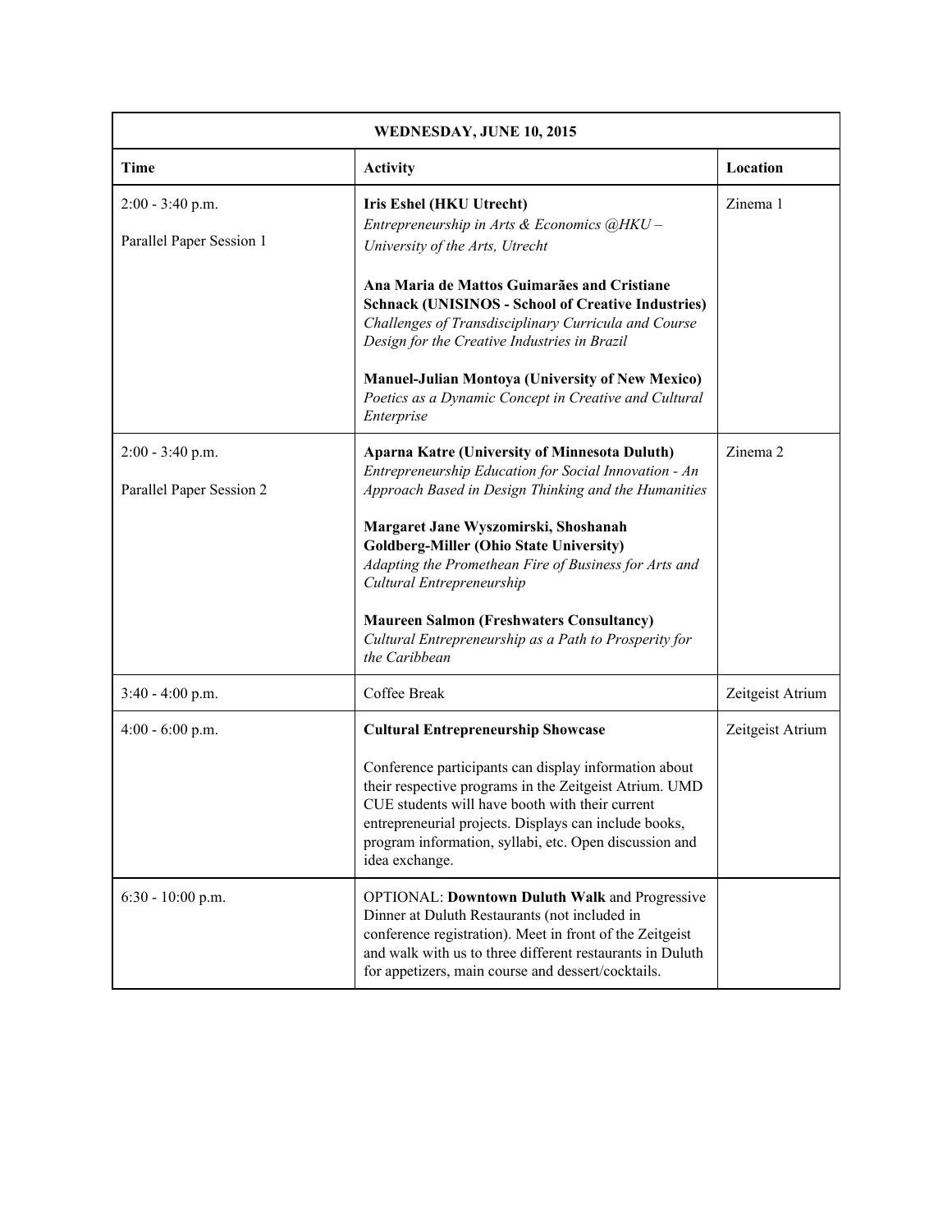| WEDNESDAY, JUNE 10, 2015 | | |
|---|---|---|
| **Time** | **Activity** | **Location** |
| 2:00 - 3:40 p.m.<br><br>Parallel Paper Session 1 | **Iris Eshel (HKU Utrecht)**<br>*Entrepreneurship in Arts & Economics @HKU – University of the Arts, Utrecht*<br><br>**Ana Maria de Mattos Guimarães and Cristiane Schnack (UNISINOS - School of Creative Industries)**<br>*Challenges of Transdisciplinary Curricula and Course Design for the Creative Industries in Brazil*<br><br>**Manuel-Julian Montoya (University of New Mexico)**<br>*Poetics as a Dynamic Concept in Creative and Cultural Enterprise* | Zinema 1 |
| 2:00 - 3:40 p.m.<br><br>Parallel Paper Session 2 | **Aparna Katre (University of Minnesota Duluth)**<br>*Entrepreneurship Education for Social Innovation - An Approach Based in Design Thinking and the Humanities*<br><br>**Margaret Jane Wyszomirski, Shoshanah Goldberg-Miller (Ohio State University)**<br>*Adapting the Promethean Fire of Business for Arts and Cultural Entrepreneurship*<br><br>**Maureen Salmon (Freshwaters Consultancy)**<br>*Cultural Entrepreneurship as a Path to Prosperity for the Caribbean* | Zinema 2 |
| 3:40 - 4:00 p.m. | Coffee Break | Zeitgeist Atrium |
| 4:00 - 6:00 p.m. | **Cultural Entrepreneurship Showcase**<br><br>Conference participants can display information about their respective programs in the Zeitgeist Atrium. UMD CUE students will have booth with their current entrepreneurial projects. Displays can include books, program information, syllabi, etc. Open discussion and idea exchange. | Zeitgeist Atrium |
| 6:30 - 10:00 p.m. | OPTIONAL: **Downtown Duluth Walk** and Progressive Dinner at Duluth Restaurants (not included in conference registration). Meet in front of the Zeitgeist and walk with us to three different restaurants in Duluth for appetizers, main course and dessert/cocktails. | |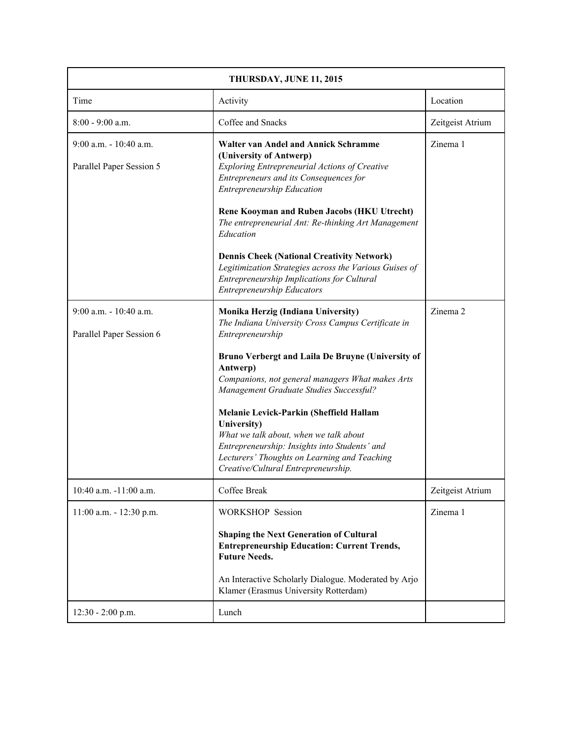| THURSDAY, JUNE 11, 2015 | | |
|---|---|---|
| Time | Activity | Location |
| 8:00 - 9:00 a.m. | Coffee and Snacks | Zeitgeist Atrium |
| 9:00 a.m. - 10:40 a.m.<br><br>Parallel Paper Session 5 | **Walter van Andel and Annick Schramme (University of Antwerp)**<br>*Exploring Entrepreneurial Actions of Creative Entrepreneurs and its Consequences for Entrepreneurship Education*<br><br>**Rene Kooyman and Ruben Jacobs (HKU Utrecht)**<br>*The entrepreneurial Ant: Re-thinking Art Management Education*<br><br>**Dennis Cheek (National Creativity Network)**<br>*Legitimization Strategies across the Various Guises of Entrepreneurship Implications for Cultural Entrepreneurship Educators* | Zinema 1 |
| 9:00 a.m. - 10:40 a.m.<br><br>Parallel Paper Session 6 | **Monika Herzig (Indiana University)**<br>*The Indiana University Cross Campus Certificate in Entrepreneurship*<br><br>**Bruno Verbergt and Laila De Bruyne (University of Antwerp)**<br>*Companions, not general managers What makes Arts Management Graduate Studies Successful?*<br><br>**Melanie Levick-Parkin (Sheffield Hallam University)**<br>*What we talk about, when we talk about Entrepreneurship: Insights into Students' and Lecturers' Thoughts on Learning and Teaching Creative/Cultural Entrepreneurship.* | Zinema 2 |
| 10:40 a.m. -11:00 a.m. | Coffee Break | Zeitgeist Atrium |
| 11:00 a.m. - 12:30 p.m. | WORKSHOP Session<br><br>**Shaping the Next Generation of Cultural Entrepreneurship Education: Current Trends, Future Needs.**<br><br>An Interactive Scholarly Dialogue. Moderated by Arjo Klamer (Erasmus University Rotterdam) | Zinema 1 |
| 12:30 - 2:00 p.m. | Lunch | |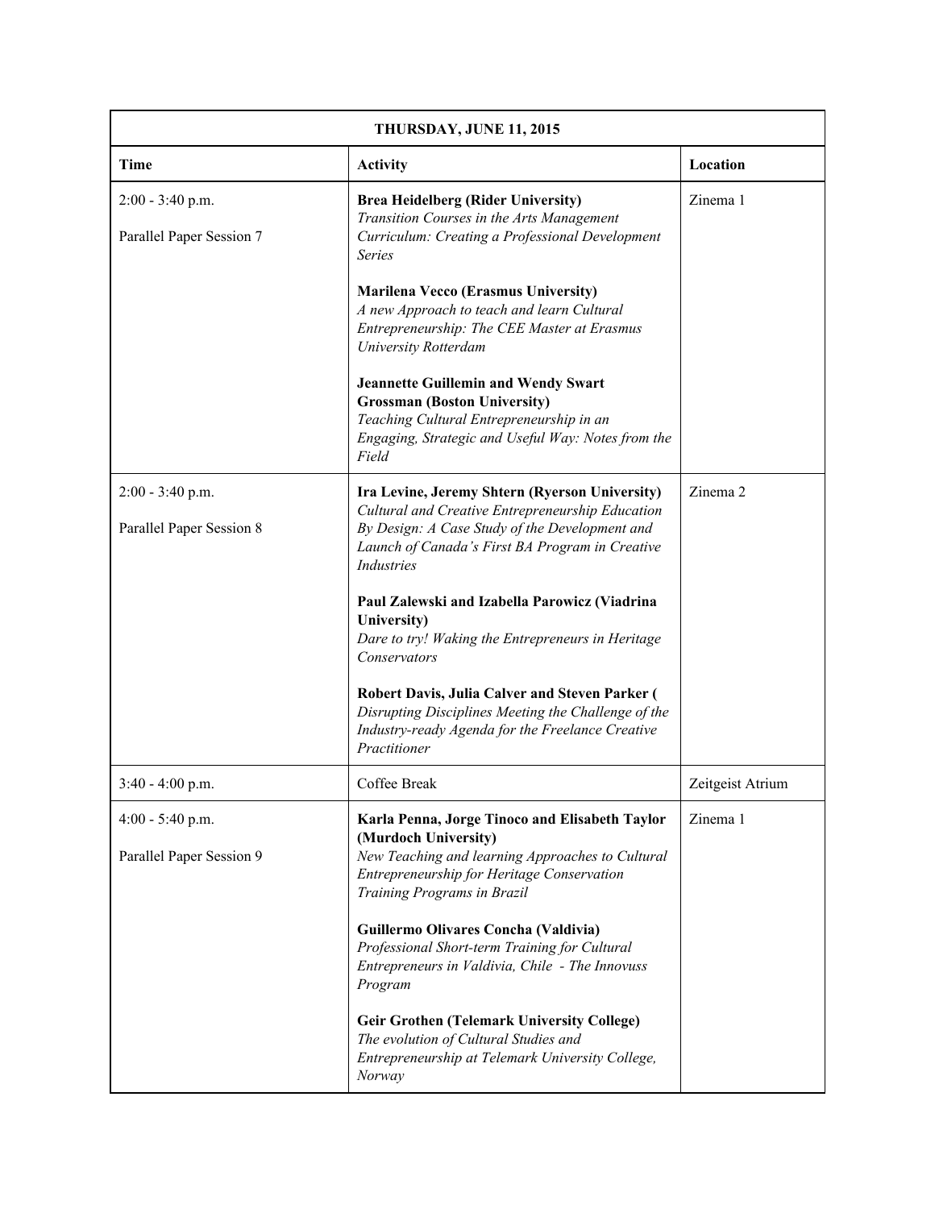| THURSDAY, JUNE 11, 2015 | | |
|---|---|---|
| **Time** | **Activity** | **Location** |
| 2:00 - 3:40 p.m.<br><br>Parallel Paper Session 7 | **Brea Heidelberg (Rider University)**<br>*Transition Courses in the Arts Management Curriculum: Creating a Professional Development Series*<br><br>**Marilena Vecco (Erasmus University)**<br>*A new Approach to teach and learn Cultural Entrepreneurship: The CEE Master at Erasmus University Rotterdam*<br><br>**Jeannette Guillemin and Wendy Swart Grossman (Boston University)**<br>*Teaching Cultural Entrepreneurship in an Engaging, Strategic and Useful Way: Notes from the Field* | Zinema 1 |
| 2:00 - 3:40 p.m.<br><br>Parallel Paper Session 8 | **Ira Levine, Jeremy Shtern (Ryerson University)**<br>*Cultural and Creative Entrepreneurship Education By Design: A Case Study of the Development and Launch of Canada's First BA Program in Creative Industries*<br><br>**Paul Zalewski and Izabella Parowicz (Viadrina University)**<br>*Dare to try! Waking the Entrepreneurs in Heritage Conservators*<br><br>**Robert Davis, Julia Calver and Steven Parker (**<br>*Disrupting Disciplines Meeting the Challenge of the Industry-ready Agenda for the Freelance Creative Practitioner* | Zinema 2 |
| 3:40 - 4:00 p.m. | Coffee Break | Zeitgeist Atrium |
| 4:00 - 5:40 p.m.<br><br>Parallel Paper Session 9 | **Karla Penna, Jorge Tinoco and Elisabeth Taylor (Murdoch University)**<br>*New Teaching and learning Approaches to Cultural Entrepreneurship for Heritage Conservation Training Programs in Brazil*<br><br>**Guillermo Olivares Concha (Valdivia)**<br>*Professional Short-term Training for Cultural Entrepreneurs in Valdivia, Chile - The Innovuss Program*<br><br>**Geir Grothen (Telemark University College)**<br>*The evolution of Cultural Studies and Entrepreneurship at Telemark University College, Norway* | Zinema 1 |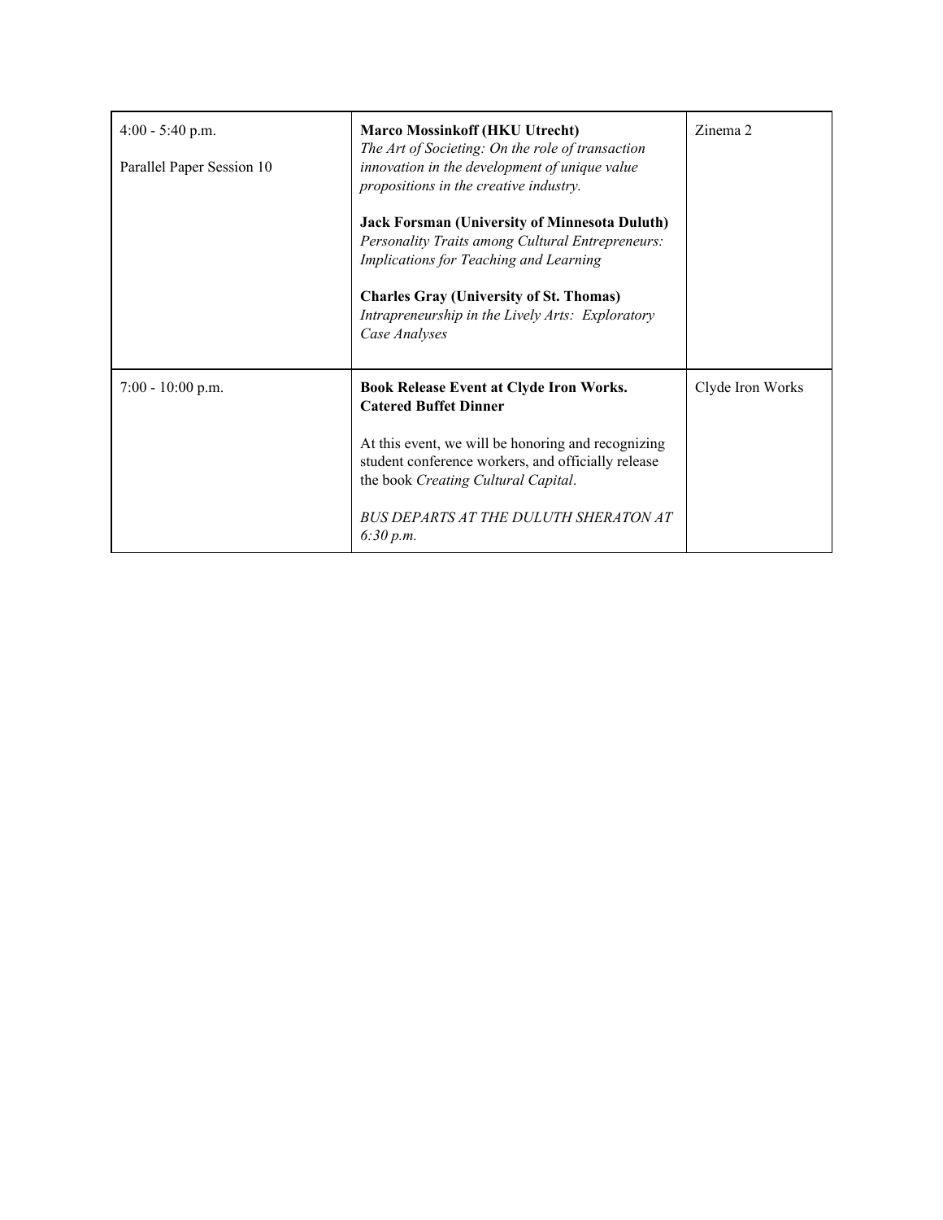| | | |
|---|---|---|
| 4:00 - 5:40 p.m.<br><br>Parallel Paper Session 10 | **Marco Mossinkoff (HKU Utrecht)**<br>*The Art of Societing: On the role of transaction innovation in the development of unique value propositions in the creative industry.*<br><br>**Jack Forsman (University of Minnesota Duluth)**<br>*Personality Traits among Cultural Entrepreneurs: Implications for Teaching and Learning*<br><br>**Charles Gray (University of St. Thomas)**<br>*Intrapreneurship in the Lively Arts: Exploratory Case Analyses* | Zinema 2 |
| 7:00 - 10:00 p.m. | **Book Release Event at Clyde Iron Works. Catered Buffet Dinner**<br><br>At this event, we will be honoring and recognizing student conference workers, and officially release the book *Creating Cultural Capital*.<br><br>*BUS DEPARTS AT THE DULUTH SHERATON AT 6:30 p.m.* | Clyde Iron Works |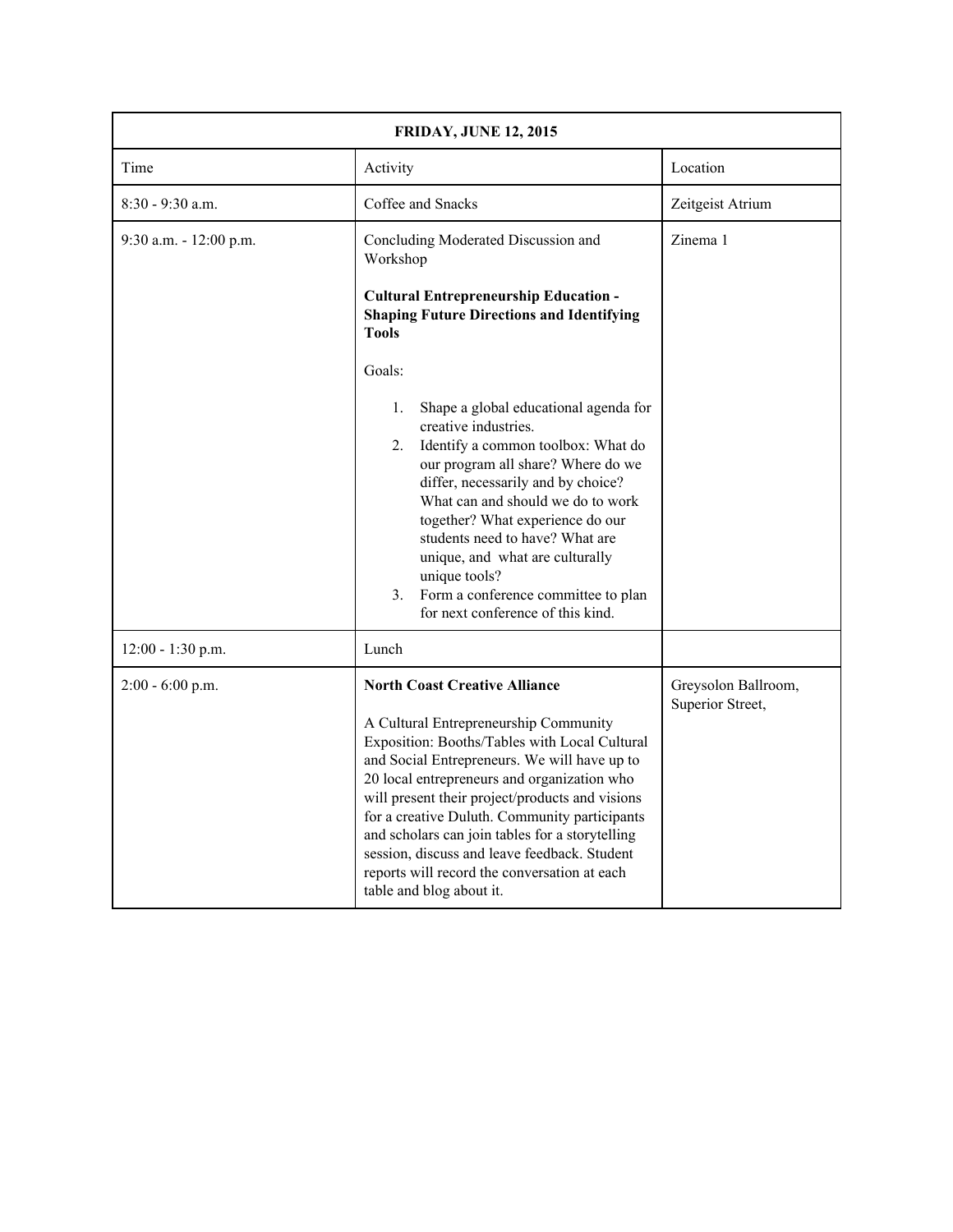| FRIDAY, JUNE 12, 2015 | | |
|---|---|---|
| Time | Activity | Location |
| 8:30 - 9:30 a.m. | Coffee and Snacks | Zeitgeist Atrium |
| 9:30 a.m. - 12:00 p.m. | Concluding Moderated Discussion and Workshop<br><br>**Cultural Entrepreneurship Education - Shaping Future Directions and Identifying Tools**<br><br>Goals:<br><br>1. Shape a global educational agenda for creative industries.<br>2. Identify a common toolbox: What do our program all share? Where do we differ, necessarily and by choice? What can and should we do to work together? What experience do our students need to have? What are unique, and what are culturally unique tools?<br>3. Form a conference committee to plan for next conference of this kind. | Zinema 1 |
| 12:00 - 1:30 p.m. | Lunch | |
| 2:00 - 6:00 p.m. | **North Coast Creative Alliance**<br><br>A Cultural Entrepreneurship Community Exposition: Booths/Tables with Local Cultural and Social Entrepreneurs. We will have up to 20 local entrepreneurs and organization who will present their project/products and visions for a creative Duluth. Community participants and scholars can join tables for a storytelling session, discuss and leave feedback. Student reports will record the conversation at each table and blog about it. | Greysolon Ballroom, Superior Street, |